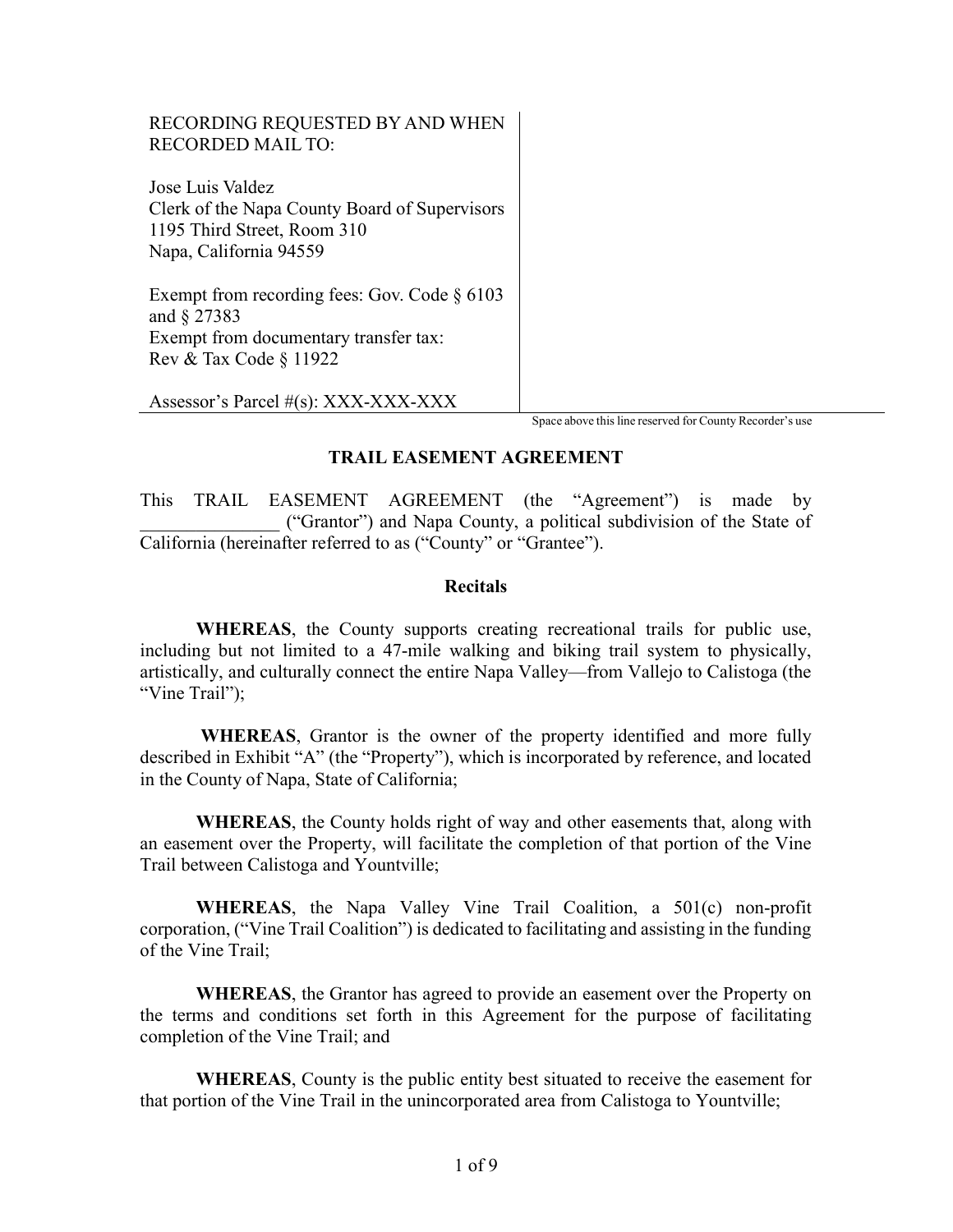RECORDING REQUESTED BY AND WHEN RECORDED MAIL TO:

Jose Luis Valdez
Clerk of the Napa County Board of Supervisors
1195 Third Street, Room 310
Napa, California 94559

Exempt from recording fees: Gov. Code § 6103 and § 27383
Exempt from documentary transfer tax: Rev & Tax Code § 11922

Assessor's Parcel #(s): XXX-XXX-XXX

Space above this line reserved for County Recorder's use

# TRAIL EASEMENT AGREEMENT

This TRAIL EASEMENT AGREEMENT (the "Agreement") is made by _______________ ("Grantor") and Napa County, a political subdivision of the State of California (hereinafter referred to as ("County" or "Grantee").

## Recitals

**WHEREAS**, the County supports creating recreational trails for public use, including but not limited to a 47-mile walking and biking trail system to physically, artistically, and culturally connect the entire Napa Valley—from Vallejo to Calistoga (the "Vine Trail");

**WHEREAS**, Grantor is the owner of the property identified and more fully described in Exhibit "A" (the "Property"), which is incorporated by reference, and located in the County of Napa, State of California;

**WHEREAS**, the County holds right of way and other easements that, along with an easement over the Property, will facilitate the completion of that portion of the Vine Trail between Calistoga and Yountville;

**WHEREAS**, the Napa Valley Vine Trail Coalition, a 501(c) non-profit corporation, ("Vine Trail Coalition") is dedicated to facilitating and assisting in the funding of the Vine Trail;

**WHEREAS**, the Grantor has agreed to provide an easement over the Property on the terms and conditions set forth in this Agreement for the purpose of facilitating completion of the Vine Trail; and

**WHEREAS**, County is the public entity best situated to receive the easement for that portion of the Vine Trail in the unincorporated area from Calistoga to Yountville;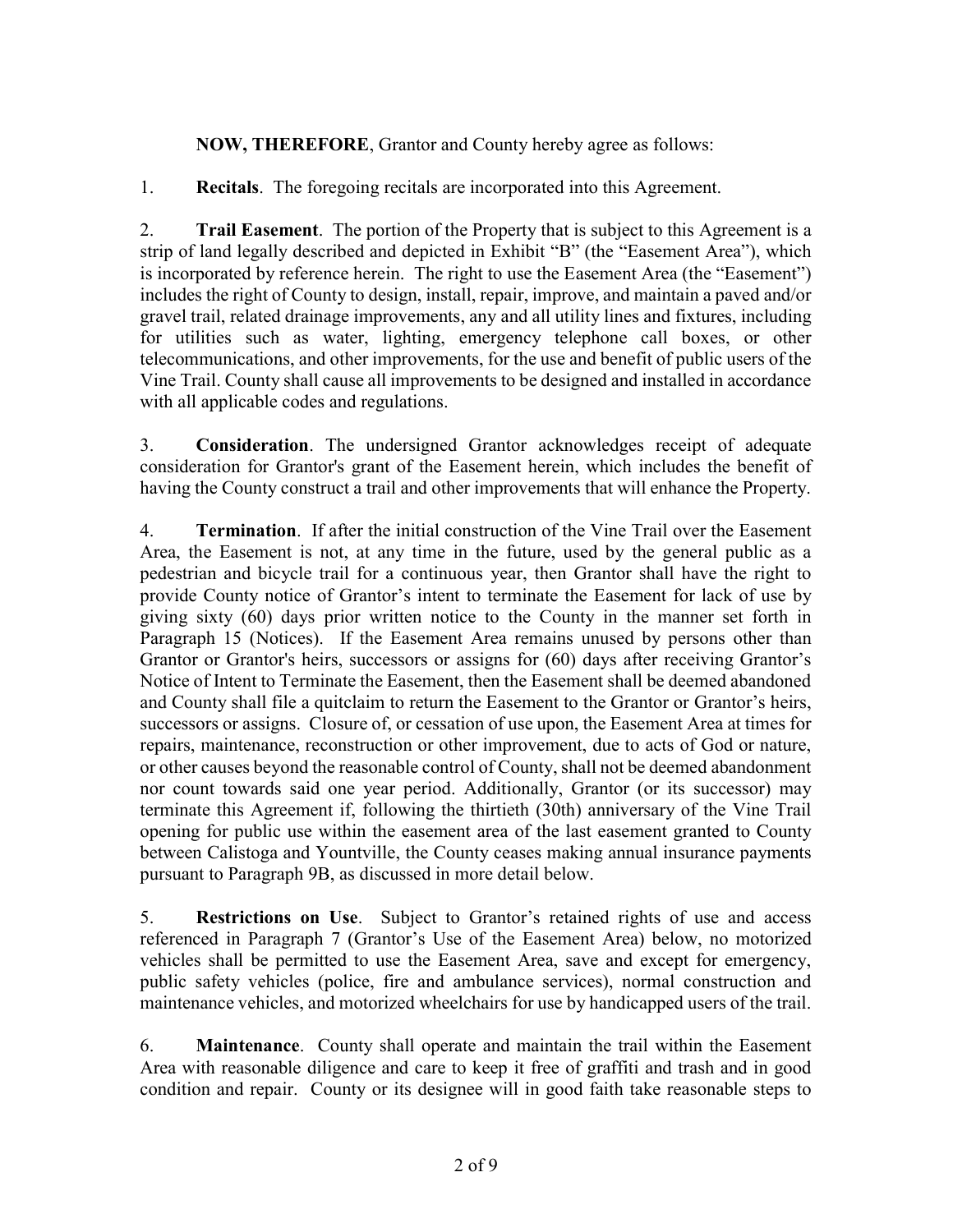**NOW, THEREFORE**, Grantor and County hereby agree as follows:

1. **Recitals**. The foregoing recitals are incorporated into this Agreement.

2. **Trail Easement**. The portion of the Property that is subject to this Agreement is a strip of land legally described and depicted in Exhibit "B" (the "Easement Area"), which is incorporated by reference herein. The right to use the Easement Area (the "Easement") includes the right of County to design, install, repair, improve, and maintain a paved and/or gravel trail, related drainage improvements, any and all utility lines and fixtures, including for utilities such as water, lighting, emergency telephone call boxes, or other telecommunications, and other improvements, for the use and benefit of public users of the Vine Trail. County shall cause all improvements to be designed and installed in accordance with all applicable codes and regulations.

3. **Consideration**. The undersigned Grantor acknowledges receipt of adequate consideration for Grantor's grant of the Easement herein, which includes the benefit of having the County construct a trail and other improvements that will enhance the Property.

4. **Termination**. If after the initial construction of the Vine Trail over the Easement Area, the Easement is not, at any time in the future, used by the general public as a pedestrian and bicycle trail for a continuous year, then Grantor shall have the right to provide County notice of Grantor's intent to terminate the Easement for lack of use by giving sixty (60) days prior written notice to the County in the manner set forth in Paragraph 15 (Notices). If the Easement Area remains unused by persons other than Grantor or Grantor's heirs, successors or assigns for (60) days after receiving Grantor's Notice of Intent to Terminate the Easement, then the Easement shall be deemed abandoned and County shall file a quitclaim to return the Easement to the Grantor or Grantor's heirs, successors or assigns. Closure of, or cessation of use upon, the Easement Area at times for repairs, maintenance, reconstruction or other improvement, due to acts of God or nature, or other causes beyond the reasonable control of County, shall not be deemed abandonment nor count towards said one year period. Additionally, Grantor (or its successor) may terminate this Agreement if, following the thirtieth (30th) anniversary of the Vine Trail opening for public use within the easement area of the last easement granted to County between Calistoga and Yountville, the County ceases making annual insurance payments pursuant to Paragraph 9B, as discussed in more detail below.

5. **Restrictions on Use**. Subject to Grantor's retained rights of use and access referenced in Paragraph 7 (Grantor's Use of the Easement Area) below, no motorized vehicles shall be permitted to use the Easement Area, save and except for emergency, public safety vehicles (police, fire and ambulance services), normal construction and maintenance vehicles, and motorized wheelchairs for use by handicapped users of the trail.

6. **Maintenance**. County shall operate and maintain the trail within the Easement Area with reasonable diligence and care to keep it free of graffiti and trash and in good condition and repair. County or its designee will in good faith take reasonable steps to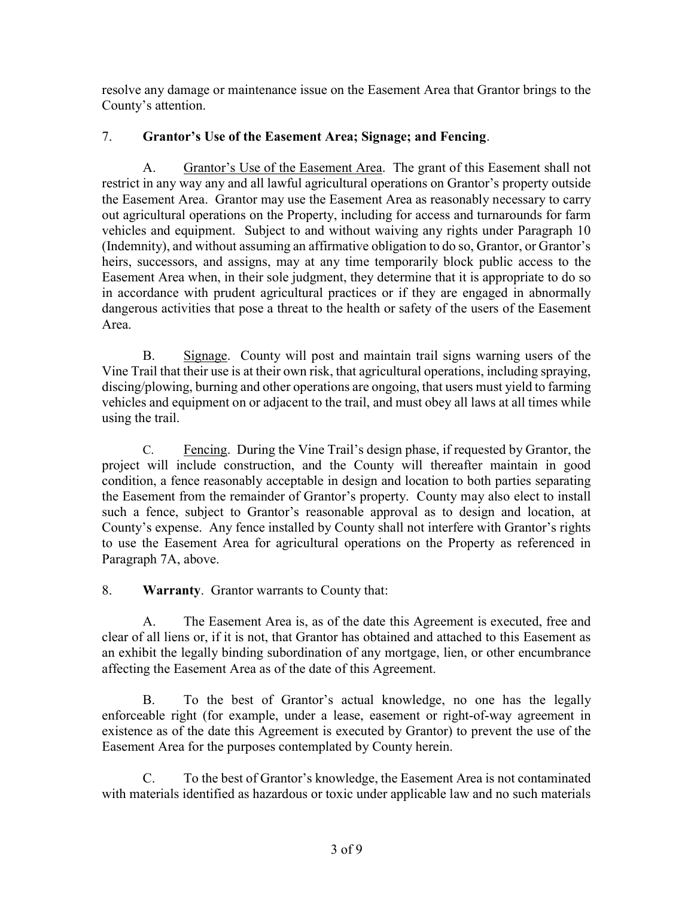resolve any damage or maintenance issue on the Easement Area that Grantor brings to the County's attention.

7. **Grantor's Use of the Easement Area; Signage; and Fencing**.

A. Grantor's Use of the Easement Area. The grant of this Easement shall not restrict in any way any and all lawful agricultural operations on Grantor's property outside the Easement Area. Grantor may use the Easement Area as reasonably necessary to carry out agricultural operations on the Property, including for access and turnarounds for farm vehicles and equipment. Subject to and without waiving any rights under Paragraph 10 (Indemnity), and without assuming an affirmative obligation to do so, Grantor, or Grantor's heirs, successors, and assigns, may at any time temporarily block public access to the Easement Area when, in their sole judgment, they determine that it is appropriate to do so in accordance with prudent agricultural practices or if they are engaged in abnormally dangerous activities that pose a threat to the health or safety of the users of the Easement Area.

B. Signage. County will post and maintain trail signs warning users of the Vine Trail that their use is at their own risk, that agricultural operations, including spraying, discing/plowing, burning and other operations are ongoing, that users must yield to farming vehicles and equipment on or adjacent to the trail, and must obey all laws at all times while using the trail.

C. Fencing. During the Vine Trail's design phase, if requested by Grantor, the project will include construction, and the County will thereafter maintain in good condition, a fence reasonably acceptable in design and location to both parties separating the Easement from the remainder of Grantor's property. County may also elect to install such a fence, subject to Grantor's reasonable approval as to design and location, at County's expense. Any fence installed by County shall not interfere with Grantor's rights to use the Easement Area for agricultural operations on the Property as referenced in Paragraph 7A, above.

8. **Warranty**. Grantor warrants to County that:

A. The Easement Area is, as of the date this Agreement is executed, free and clear of all liens or, if it is not, that Grantor has obtained and attached to this Easement as an exhibit the legally binding subordination of any mortgage, lien, or other encumbrance affecting the Easement Area as of the date of this Agreement.

B. To the best of Grantor's actual knowledge, no one has the legally enforceable right (for example, under a lease, easement or right-of-way agreement in existence as of the date this Agreement is executed by Grantor) to prevent the use of the Easement Area for the purposes contemplated by County herein.

C. To the best of Grantor's knowledge, the Easement Area is not contaminated with materials identified as hazardous or toxic under applicable law and no such materials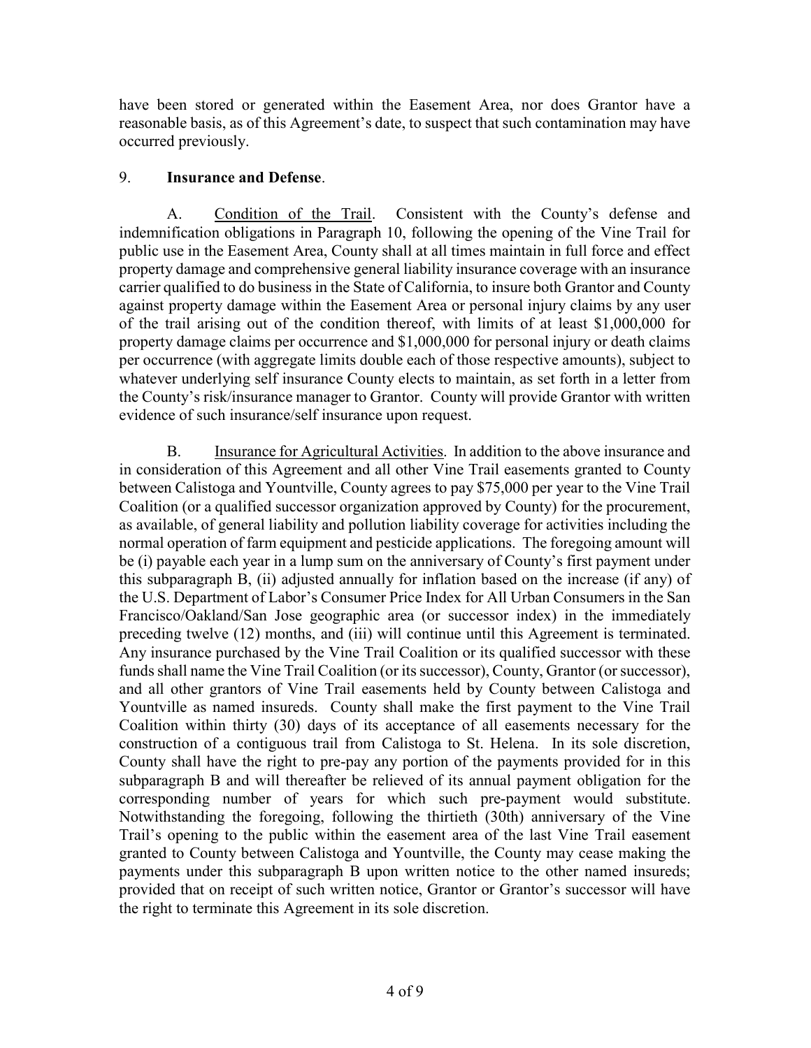have been stored or generated within the Easement Area, nor does Grantor have a reasonable basis, as of this Agreement's date, to suspect that such contamination may have occurred previously.

9. **Insurance and Defense**.

A. Condition of the Trail. Consistent with the County's defense and indemnification obligations in Paragraph 10, following the opening of the Vine Trail for public use in the Easement Area, County shall at all times maintain in full force and effect property damage and comprehensive general liability insurance coverage with an insurance carrier qualified to do business in the State of California, to insure both Grantor and County against property damage within the Easement Area or personal injury claims by any user of the trail arising out of the condition thereof, with limits of at least $1,000,000 for property damage claims per occurrence and $1,000,000 for personal injury or death claims per occurrence (with aggregate limits double each of those respective amounts), subject to whatever underlying self insurance County elects to maintain, as set forth in a letter from the County's risk/insurance manager to Grantor. County will provide Grantor with written evidence of such insurance/self insurance upon request.

B. Insurance for Agricultural Activities. In addition to the above insurance and in consideration of this Agreement and all other Vine Trail easements granted to County between Calistoga and Yountville, County agrees to pay $75,000 per year to the Vine Trail Coalition (or a qualified successor organization approved by County) for the procurement, as available, of general liability and pollution liability coverage for activities including the normal operation of farm equipment and pesticide applications. The foregoing amount will be (i) payable each year in a lump sum on the anniversary of County's first payment under this subparagraph B, (ii) adjusted annually for inflation based on the increase (if any) of the U.S. Department of Labor's Consumer Price Index for All Urban Consumers in the San Francisco/Oakland/San Jose geographic area (or successor index) in the immediately preceding twelve (12) months, and (iii) will continue until this Agreement is terminated. Any insurance purchased by the Vine Trail Coalition or its qualified successor with these funds shall name the Vine Trail Coalition (or its successor), County, Grantor (or successor), and all other grantors of Vine Trail easements held by County between Calistoga and Yountville as named insureds. County shall make the first payment to the Vine Trail Coalition within thirty (30) days of its acceptance of all easements necessary for the construction of a contiguous trail from Calistoga to St. Helena. In its sole discretion, County shall have the right to pre-pay any portion of the payments provided for in this subparagraph B and will thereafter be relieved of its annual payment obligation for the corresponding number of years for which such pre-payment would substitute. Notwithstanding the foregoing, following the thirtieth (30th) anniversary of the Vine Trail's opening to the public within the easement area of the last Vine Trail easement granted to County between Calistoga and Yountville, the County may cease making the payments under this subparagraph B upon written notice to the other named insureds; provided that on receipt of such written notice, Grantor or Grantor's successor will have the right to terminate this Agreement in its sole discretion.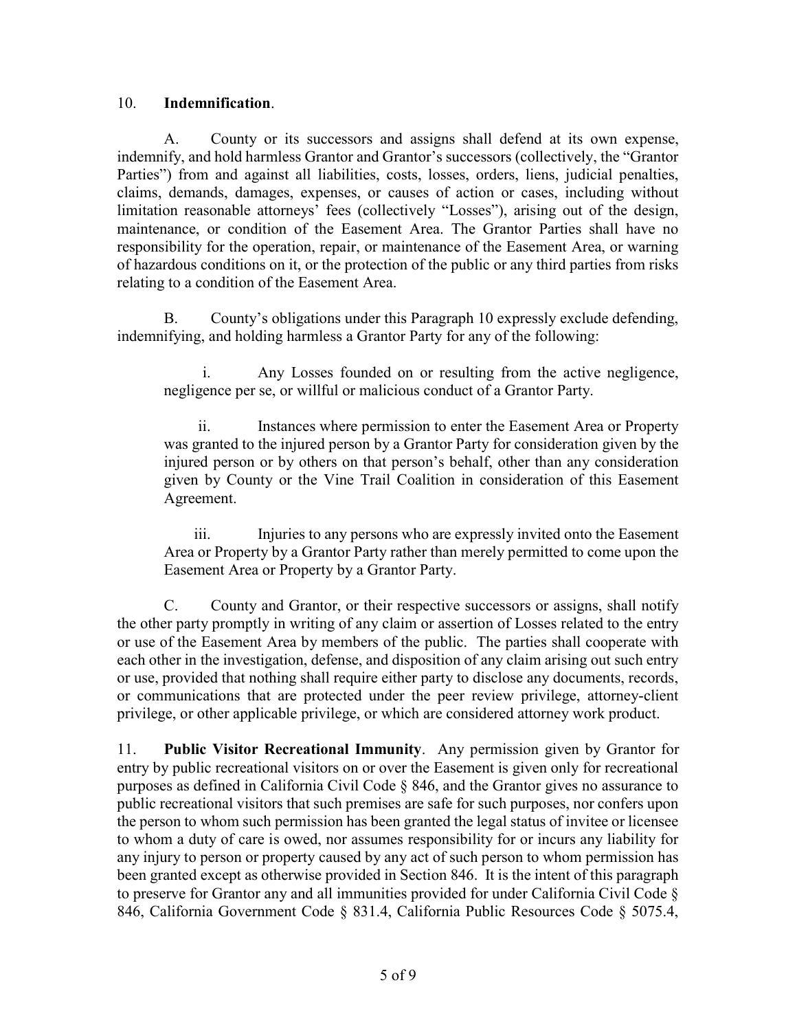10. **Indemnification**.

A. County or its successors and assigns shall defend at its own expense, indemnify, and hold harmless Grantor and Grantor's successors (collectively, the "Grantor Parties") from and against all liabilities, costs, losses, orders, liens, judicial penalties, claims, demands, damages, expenses, or causes of action or cases, including without limitation reasonable attorneys' fees (collectively "Losses"), arising out of the design, maintenance, or condition of the Easement Area. The Grantor Parties shall have no responsibility for the operation, repair, or maintenance of the Easement Area, or warning of hazardous conditions on it, or the protection of the public or any third parties from risks relating to a condition of the Easement Area.

B. County's obligations under this Paragraph 10 expressly exclude defending, indemnifying, and holding harmless a Grantor Party for any of the following:

i. Any Losses founded on or resulting from the active negligence, negligence per se, or willful or malicious conduct of a Grantor Party.

ii. Instances where permission to enter the Easement Area or Property was granted to the injured person by a Grantor Party for consideration given by the injured person or by others on that person's behalf, other than any consideration given by County or the Vine Trail Coalition in consideration of this Easement Agreement.

iii. Injuries to any persons who are expressly invited onto the Easement Area or Property by a Grantor Party rather than merely permitted to come upon the Easement Area or Property by a Grantor Party.

C. County and Grantor, or their respective successors or assigns, shall notify the other party promptly in writing of any claim or assertion of Losses related to the entry or use of the Easement Area by members of the public. The parties shall cooperate with each other in the investigation, defense, and disposition of any claim arising out such entry or use, provided that nothing shall require either party to disclose any documents, records, or communications that are protected under the peer review privilege, attorney-client privilege, or other applicable privilege, or which are considered attorney work product.

11. **Public Visitor Recreational Immunity**. Any permission given by Grantor for entry by public recreational visitors on or over the Easement is given only for recreational purposes as defined in California Civil Code § 846, and the Grantor gives no assurance to public recreational visitors that such premises are safe for such purposes, nor confers upon the person to whom such permission has been granted the legal status of invitee or licensee to whom a duty of care is owed, nor assumes responsibility for or incurs any liability for any injury to person or property caused by any act of such person to whom permission has been granted except as otherwise provided in Section 846. It is the intent of this paragraph to preserve for Grantor any and all immunities provided for under California Civil Code § 846, California Government Code § 831.4, California Public Resources Code § 5075.4,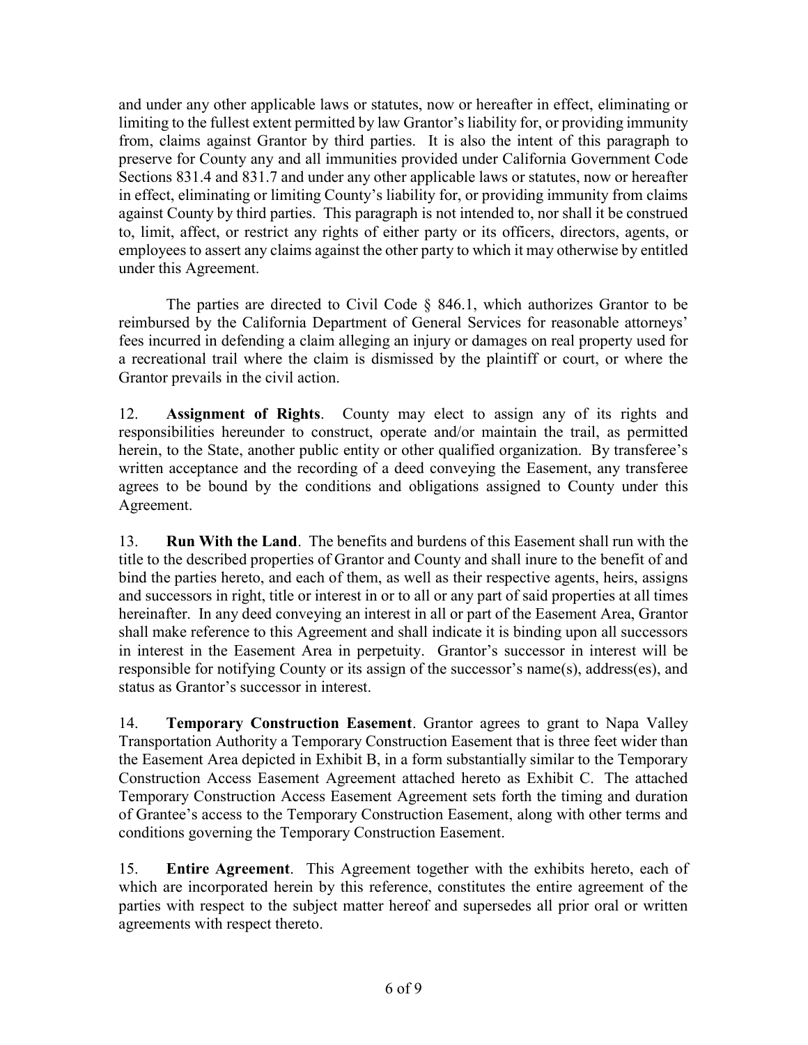and under any other applicable laws or statutes, now or hereafter in effect, eliminating or limiting to the fullest extent permitted by law Grantor's liability for, or providing immunity from, claims against Grantor by third parties. It is also the intent of this paragraph to preserve for County any and all immunities provided under California Government Code Sections 831.4 and 831.7 and under any other applicable laws or statutes, now or hereafter in effect, eliminating or limiting County's liability for, or providing immunity from claims against County by third parties. This paragraph is not intended to, nor shall it be construed to, limit, affect, or restrict any rights of either party or its officers, directors, agents, or employees to assert any claims against the other party to which it may otherwise by entitled under this Agreement.

The parties are directed to Civil Code § 846.1, which authorizes Grantor to be reimbursed by the California Department of General Services for reasonable attorneys' fees incurred in defending a claim alleging an injury or damages on real property used for a recreational trail where the claim is dismissed by the plaintiff or court, or where the Grantor prevails in the civil action.

12. **Assignment of Rights**. County may elect to assign any of its rights and responsibilities hereunder to construct, operate and/or maintain the trail, as permitted herein, to the State, another public entity or other qualified organization. By transferee's written acceptance and the recording of a deed conveying the Easement, any transferee agrees to be bound by the conditions and obligations assigned to County under this Agreement.

13. **Run With the Land**. The benefits and burdens of this Easement shall run with the title to the described properties of Grantor and County and shall inure to the benefit of and bind the parties hereto, and each of them, as well as their respective agents, heirs, assigns and successors in right, title or interest in or to all or any part of said properties at all times hereinafter. In any deed conveying an interest in all or part of the Easement Area, Grantor shall make reference to this Agreement and shall indicate it is binding upon all successors in interest in the Easement Area in perpetuity. Grantor's successor in interest will be responsible for notifying County or its assign of the successor's name(s), address(es), and status as Grantor's successor in interest.

14. **Temporary Construction Easement**. Grantor agrees to grant to Napa Valley Transportation Authority a Temporary Construction Easement that is three feet wider than the Easement Area depicted in Exhibit B, in a form substantially similar to the Temporary Construction Access Easement Agreement attached hereto as Exhibit C. The attached Temporary Construction Access Easement Agreement sets forth the timing and duration of Grantee's access to the Temporary Construction Easement, along with other terms and conditions governing the Temporary Construction Easement.

15. **Entire Agreement**. This Agreement together with the exhibits hereto, each of which are incorporated herein by this reference, constitutes the entire agreement of the parties with respect to the subject matter hereof and supersedes all prior oral or written agreements with respect thereto.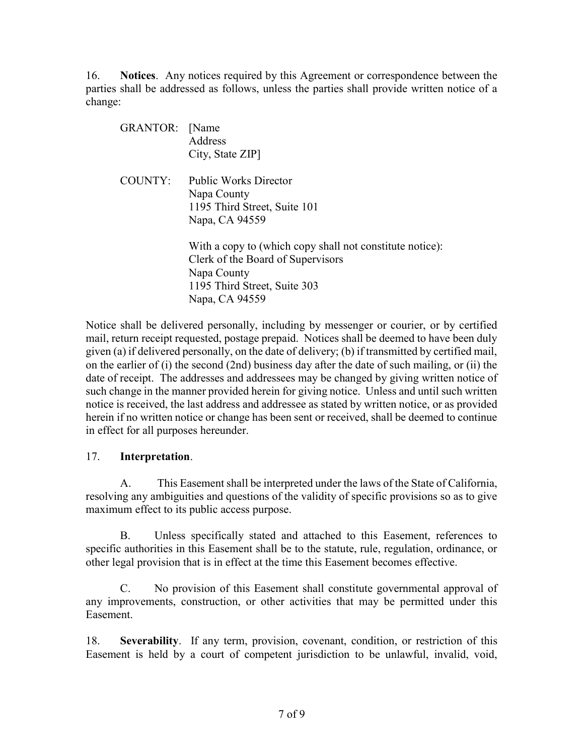16. **Notices**. Any notices required by this Agreement or correspondence between the parties shall be addressed as follows, unless the parties shall provide written notice of a change:

GRANTOR: [Name
Address
City, State ZIP]

COUNTY: Public Works Director
Napa County
1195 Third Street, Suite 101
Napa, CA 94559

With a copy to (which copy shall not constitute notice):
Clerk of the Board of Supervisors
Napa County
1195 Third Street, Suite 303
Napa, CA 94559

Notice shall be delivered personally, including by messenger or courier, or by certified mail, return receipt requested, postage prepaid. Notices shall be deemed to have been duly given (a) if delivered personally, on the date of delivery; (b) if transmitted by certified mail, on the earlier of (i) the second (2nd) business day after the date of such mailing, or (ii) the date of receipt. The addresses and addressees may be changed by giving written notice of such change in the manner provided herein for giving notice. Unless and until such written notice is received, the last address and addressee as stated by written notice, or as provided herein if no written notice or change has been sent or received, shall be deemed to continue in effect for all purposes hereunder.

17. **Interpretation**.

A. This Easement shall be interpreted under the laws of the State of California, resolving any ambiguities and questions of the validity of specific provisions so as to give maximum effect to its public access purpose.

B. Unless specifically stated and attached to this Easement, references to specific authorities in this Easement shall be to the statute, rule, regulation, ordinance, or other legal provision that is in effect at the time this Easement becomes effective.

C. No provision of this Easement shall constitute governmental approval of any improvements, construction, or other activities that may be permitted under this Easement.

18. **Severability**. If any term, provision, covenant, condition, or restriction of this Easement is held by a court of competent jurisdiction to be unlawful, invalid, void,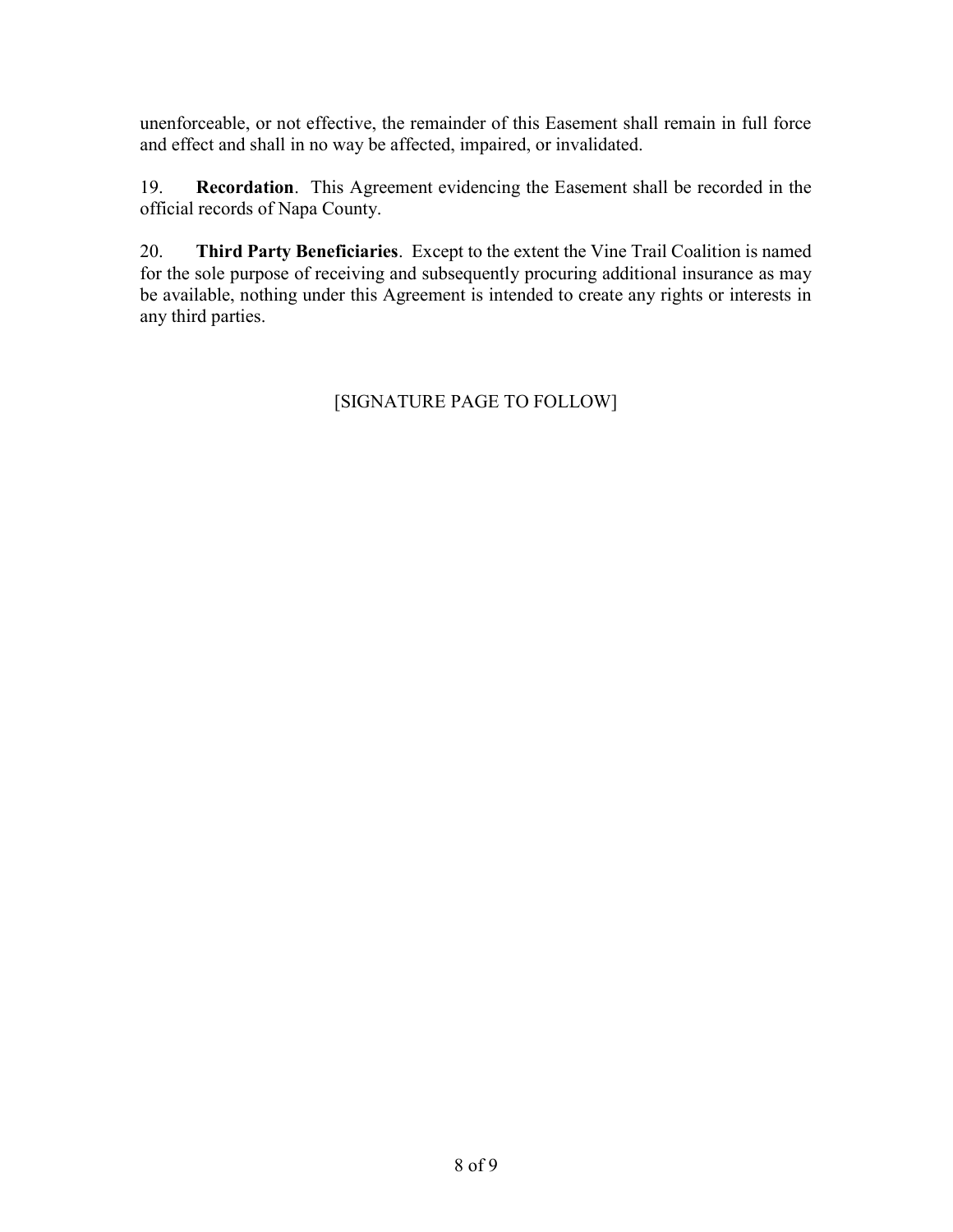unenforceable, or not effective, the remainder of this Easement shall remain in full force and effect and shall in no way be affected, impaired, or invalidated.

19. **Recordation**. This Agreement evidencing the Easement shall be recorded in the official records of Napa County.

20. **Third Party Beneficiaries**. Except to the extent the Vine Trail Coalition is named for the sole purpose of receiving and subsequently procuring additional insurance as may be available, nothing under this Agreement is intended to create any rights or interests in any third parties.

[SIGNATURE PAGE TO FOLLOW]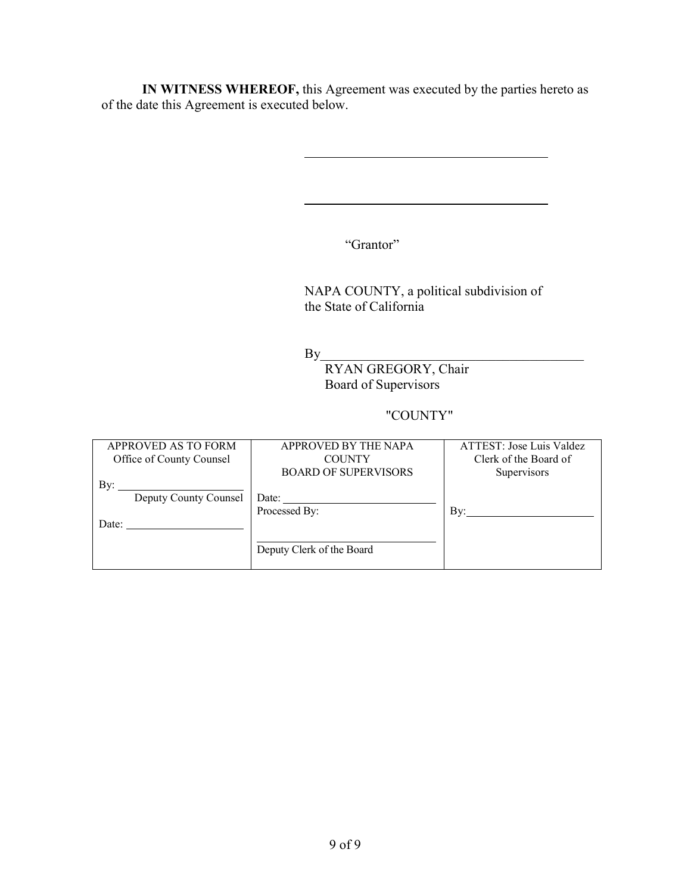**IN WITNESS WHEREOF,** this Agreement was executed by the parties hereto as of the date this Agreement is executed below.

\_\_\_\_\_\_\_\_\_\_\_\_\_\_\_\_\_\_\_\_\_\_\_\_\_\_\_\_\_\_\_\_\_\_\_\_

\_\_\_\_\_\_\_\_\_\_\_\_\_\_\_\_\_\_\_\_\_\_\_\_\_\_\_\_\_\_\_\_\_\_\_\_

"Grantor"

NAPA COUNTY, a political subdivision of the State of California

By\_\_\_\_\_\_\_\_\_\_\_\_\_\_\_\_\_\_\_\_\_\_\_\_\_\_\_\_\_\_\_\_\_\_\_\_\_\_\_\_
RYAN GREGORY, Chair
Board of Supervisors

"COUNTY"

| APPROVED AS TO FORM<br>Office of County Counsel<br><br>By: \_\_\_\_\_\_\_\_\_\_\_\_\_\_\_\_\_\_<br>Deputy County Counsel<br><br>Date: \_\_\_\_\_\_\_\_\_\_\_\_\_\_\_\_\_\_ | APPROVED BY THE NAPA COUNTY<br>BOARD OF SUPERVISORS<br><br>Date: \_\_\_\_\_\_\_\_\_\_\_\_\_\_\_\_\_\_<br>Processed By:<br><br>\_\_\_\_\_\_\_\_\_\_\_\_\_\_\_\_\_\_\_\_\_\_<br>Deputy Clerk of the Board | ATTEST: Jose Luis Valdez<br>Clerk of the Board of Supervisors<br><br>By: \_\_\_\_\_\_\_\_\_\_\_\_\_\_\_\_\_\_ |
|---|---|---|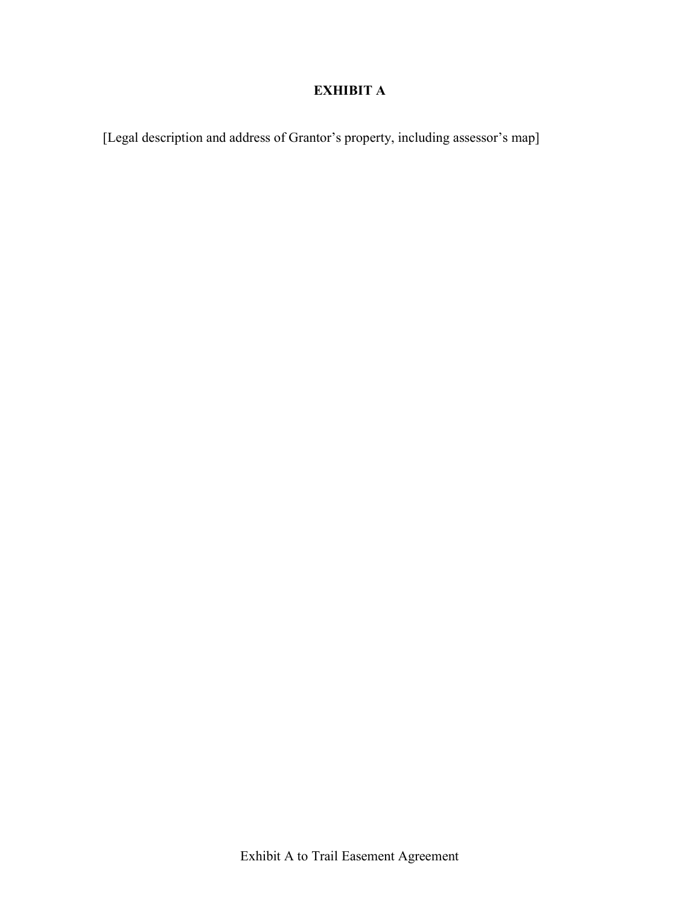# EXHIBIT A

[Legal description and address of Grantor's property, including assessor's map]

Exhibit A to Trail Easement Agreement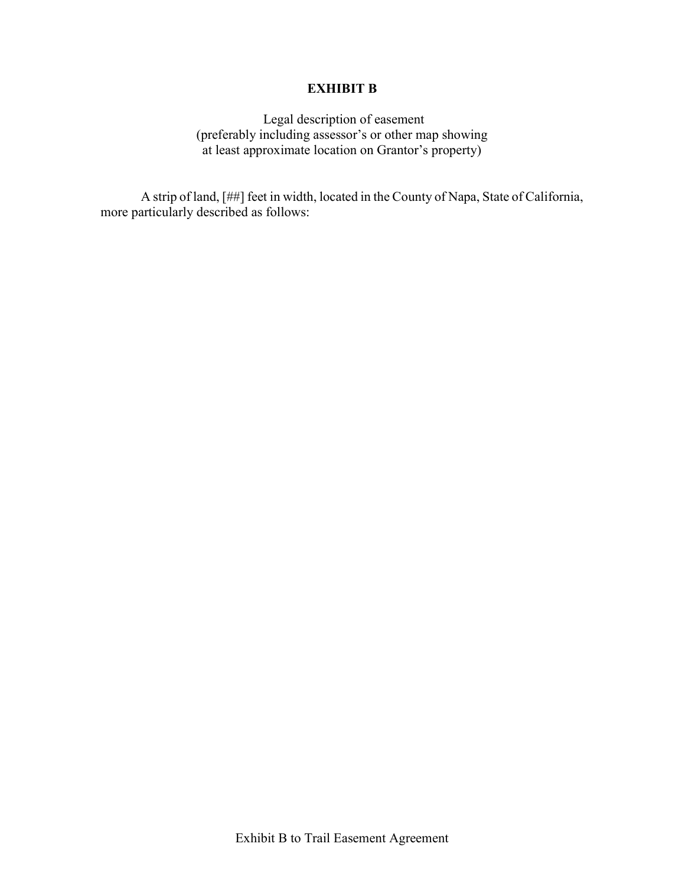# EXHIBIT B

Legal description of easement
(preferably including assessor's or other map showing
at least approximate location on Grantor's property)

A strip of land, [##] feet in width, located in the County of Napa, State of California, more particularly described as follows:

Exhibit B to Trail Easement Agreement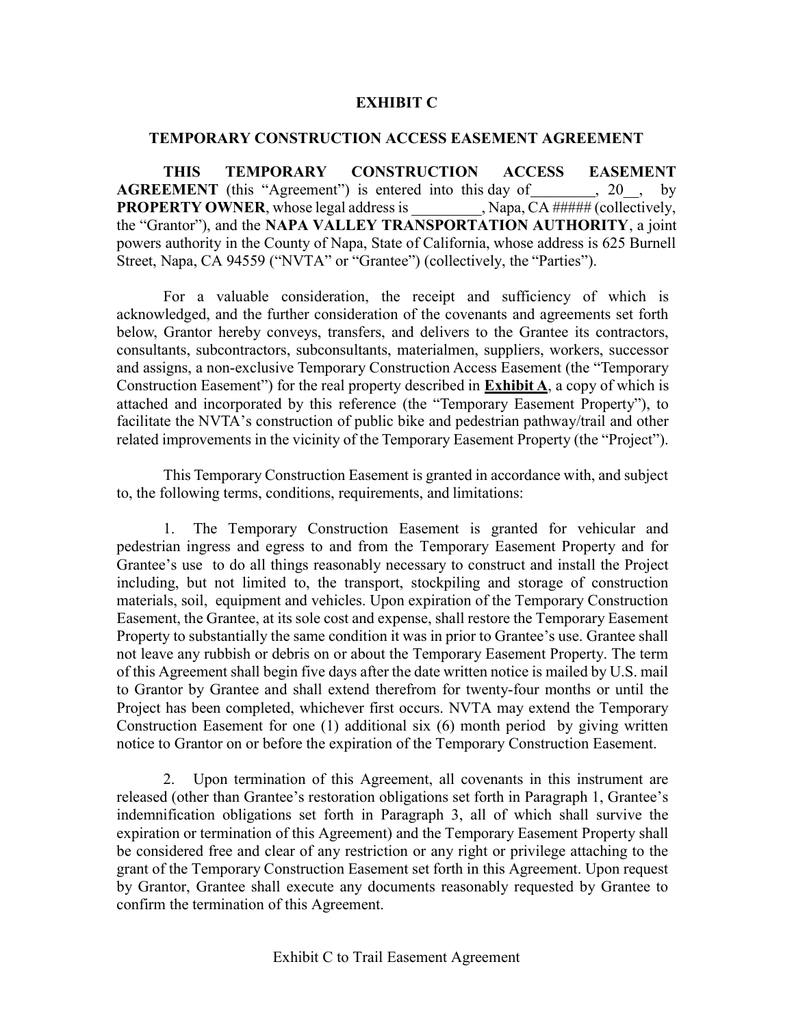# EXHIBIT C

## TEMPORARY CONSTRUCTION ACCESS EASEMENT AGREEMENT

**THIS TEMPORARY CONSTRUCTION ACCESS EASEMENT AGREEMENT** (this "Agreement") is entered into this day of________, 20__, by **PROPERTY OWNER**, whose legal address is _________, Napa, CA ##### (collectively, the "Grantor"), and the **NAPA VALLEY TRANSPORTATION AUTHORITY**, a joint powers authority in the County of Napa, State of California, whose address is 625 Burnell Street, Napa, CA 94559 ("NVTA" or "Grantee") (collectively, the "Parties").

For a valuable consideration, the receipt and sufficiency of which is acknowledged, and the further consideration of the covenants and agreements set forth below, Grantor hereby conveys, transfers, and delivers to the Grantee its contractors, consultants, subcontractors, subconsultants, materialmen, suppliers, workers, successor and assigns, a non-exclusive Temporary Construction Access Easement (the "Temporary Construction Easement") for the real property described in **Exhibit A**, a copy of which is attached and incorporated by this reference (the "Temporary Easement Property"), to facilitate the NVTA's construction of public bike and pedestrian pathway/trail and other related improvements in the vicinity of the Temporary Easement Property (the "Project").

This Temporary Construction Easement is granted in accordance with, and subject to, the following terms, conditions, requirements, and limitations:

1. The Temporary Construction Easement is granted for vehicular and pedestrian ingress and egress to and from the Temporary Easement Property and for Grantee's use to do all things reasonably necessary to construct and install the Project including, but not limited to, the transport, stockpiling and storage of construction materials, soil, equipment and vehicles. Upon expiration of the Temporary Construction Easement, the Grantee, at its sole cost and expense, shall restore the Temporary Easement Property to substantially the same condition it was in prior to Grantee's use. Grantee shall not leave any rubbish or debris on or about the Temporary Easement Property. The term of this Agreement shall begin five days after the date written notice is mailed by U.S. mail to Grantor by Grantee and shall extend therefrom for twenty-four months or until the Project has been completed, whichever first occurs. NVTA may extend the Temporary Construction Easement for one (1) additional six (6) month period by giving written notice to Grantor on or before the expiration of the Temporary Construction Easement.

2. Upon termination of this Agreement, all covenants in this instrument are released (other than Grantee's restoration obligations set forth in Paragraph 1, Grantee's indemnification obligations set forth in Paragraph 3, all of which shall survive the expiration or termination of this Agreement) and the Temporary Easement Property shall be considered free and clear of any restriction or any right or privilege attaching to the grant of the Temporary Construction Easement set forth in this Agreement. Upon request by Grantor, Grantee shall execute any documents reasonably requested by Grantee to confirm the termination of this Agreement.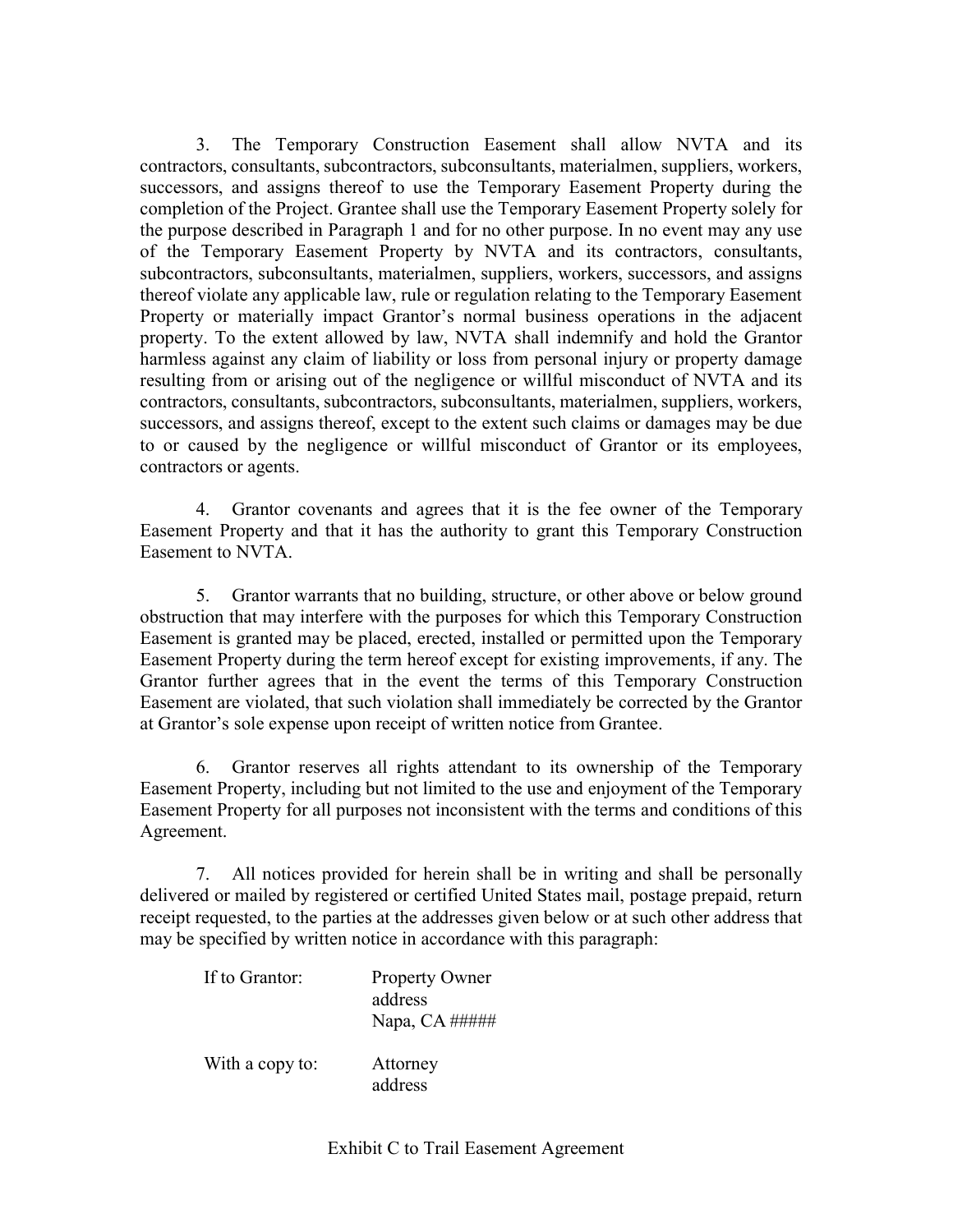3. The Temporary Construction Easement shall allow NVTA and its contractors, consultants, subcontractors, subconsultants, materialmen, suppliers, workers, successors, and assigns thereof to use the Temporary Easement Property during the completion of the Project. Grantee shall use the Temporary Easement Property solely for the purpose described in Paragraph 1 and for no other purpose. In no event may any use of the Temporary Easement Property by NVTA and its contractors, consultants, subcontractors, subconsultants, materialmen, suppliers, workers, successors, and assigns thereof violate any applicable law, rule or regulation relating to the Temporary Easement Property or materially impact Grantor's normal business operations in the adjacent property. To the extent allowed by law, NVTA shall indemnify and hold the Grantor harmless against any claim of liability or loss from personal injury or property damage resulting from or arising out of the negligence or willful misconduct of NVTA and its contractors, consultants, subcontractors, subconsultants, materialmen, suppliers, workers, successors, and assigns thereof, except to the extent such claims or damages may be due to or caused by the negligence or willful misconduct of Grantor or its employees, contractors or agents.

4. Grantor covenants and agrees that it is the fee owner of the Temporary Easement Property and that it has the authority to grant this Temporary Construction Easement to NVTA.

5. Grantor warrants that no building, structure, or other above or below ground obstruction that may interfere with the purposes for which this Temporary Construction Easement is granted may be placed, erected, installed or permitted upon the Temporary Easement Property during the term hereof except for existing improvements, if any. The Grantor further agrees that in the event the terms of this Temporary Construction Easement are violated, that such violation shall immediately be corrected by the Grantor at Grantor's sole expense upon receipt of written notice from Grantee.

6. Grantor reserves all rights attendant to its ownership of the Temporary Easement Property, including but not limited to the use and enjoyment of the Temporary Easement Property for all purposes not inconsistent with the terms and conditions of this Agreement.

7. All notices provided for herein shall be in writing and shall be personally delivered or mailed by registered or certified United States mail, postage prepaid, return receipt requested, to the parties at the addresses given below or at such other address that may be specified by written notice in accordance with this paragraph:

If to Grantor: Property Owner
address
Napa, CA #####

With a copy to: Attorney
address

Exhibit C to Trail Easement Agreement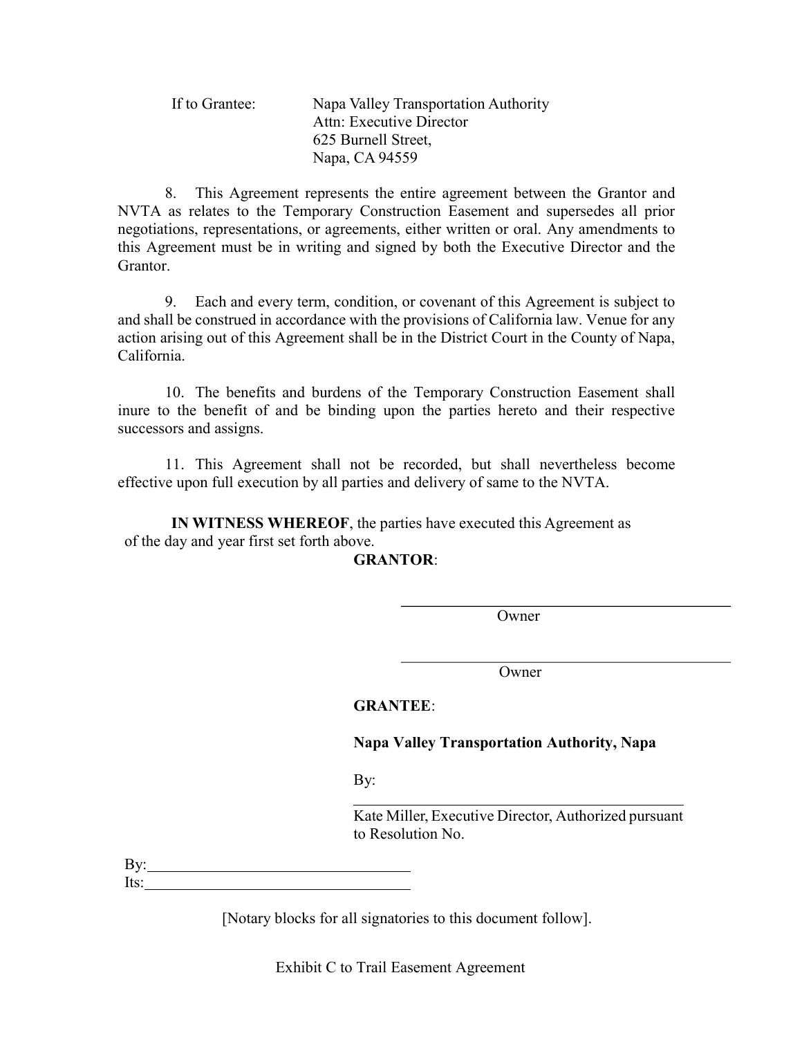If to Grantee: Napa Valley Transportation Authority
Attn: Executive Director
625 Burnell Street,
Napa, CA 94559

8. This Agreement represents the entire agreement between the Grantor and NVTA as relates to the Temporary Construction Easement and supersedes all prior negotiations, representations, or agreements, either written or oral. Any amendments to this Agreement must be in writing and signed by both the Executive Director and the Grantor.

9. Each and every term, condition, or covenant of this Agreement is subject to and shall be construed in accordance with the provisions of California law. Venue for any action arising out of this Agreement shall be in the District Court in the County of Napa, California.

10. The benefits and burdens of the Temporary Construction Easement shall inure to the benefit of and be binding upon the parties hereto and their respective successors and assigns.

11. This Agreement shall not be recorded, but shall nevertheless become effective upon full execution by all parties and delivery of same to the NVTA.

**IN WITNESS WHEREOF**, the parties have executed this Agreement as of the day and year first set forth above.

**GRANTOR**:

______________________________
Owner

______________________________
Owner

**GRANTEE**:

**Napa Valley Transportation Authority, Napa**

By:

______________________________
Kate Miller, Executive Director, Authorized pursuant to Resolution No.

By:______________________________
Its:______________________________

[Notary blocks for all signatories to this document follow].

Exhibit C to Trail Easement Agreement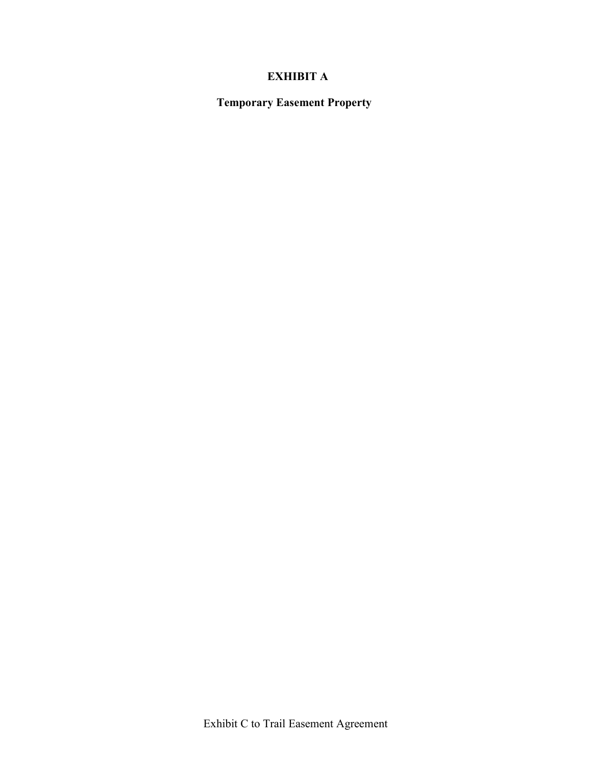# EXHIBIT A

## Temporary Easement Property